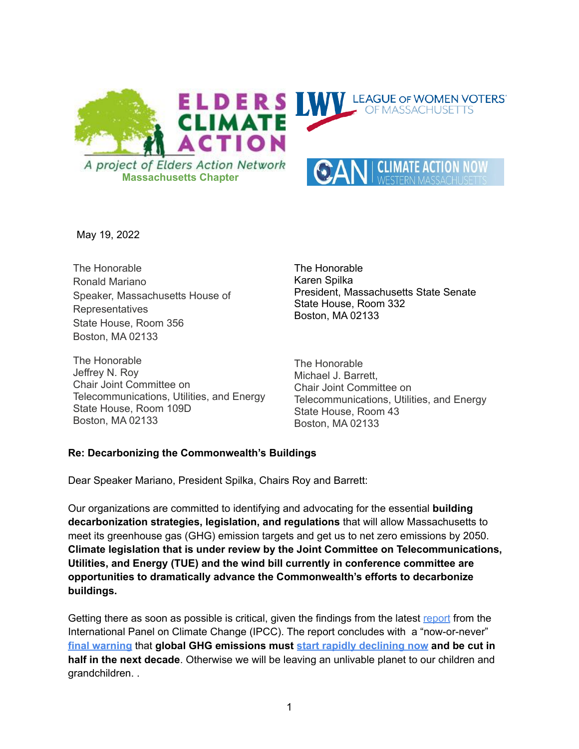ELDERS CLIMATE ACTION
A project of Elders Action Network
Massachusetts Chapter

LWV LEAGUE OF WOMEN VOTERS OF MASSACHUSETTS

CAN CLIMATE ACTION NOW WESTERN MASSACHUSETTS

May 19, 2022

The Honorable
Ronald Mariano
Speaker, Massachusetts House of Representatives
State House, Room 356
Boston, MA 02133

The Honorable
Karen Spilka
President, Massachusetts State Senate
State House, Room 332
Boston, MA 02133

The Honorable
Jeffrey N. Roy
Chair Joint Committee on Telecommunications, Utilities, and Energy
State House, Room 109D
Boston, MA 02133

The Honorable
Michael J. Barrett,
Chair Joint Committee on Telecommunications, Utilities, and Energy
State House, Room 43
Boston, MA 02133

**Re: Decarbonizing the Commonwealth's Buildings**

Dear Speaker Mariano, President Spilka, Chairs Roy and Barrett:

Our organizations are committed to identifying and advocating for the essential **building decarbonization strategies, legislation, and regulations** that will allow Massachusetts to meet its greenhouse gas (GHG) emission targets and get us to net zero emissions by 2050. **Climate legislation that is under review by the Joint Committee on Telecommunications, Utilities, and Energy (TUE) and the wind bill currently in conference committee are opportunities to dramatically advance the Commonwealth's efforts to decarbonize buildings.**

Getting there as soon as possible is critical, given the findings from the latest report from the International Panel on Climate Change (IPCC). The report concludes with a "now-or-never" **final warning** that **global GHG emissions must start rapidly declining now and be cut in half in the next decade**. Otherwise we will be leaving an unlivable planet to our children and grandchildren. .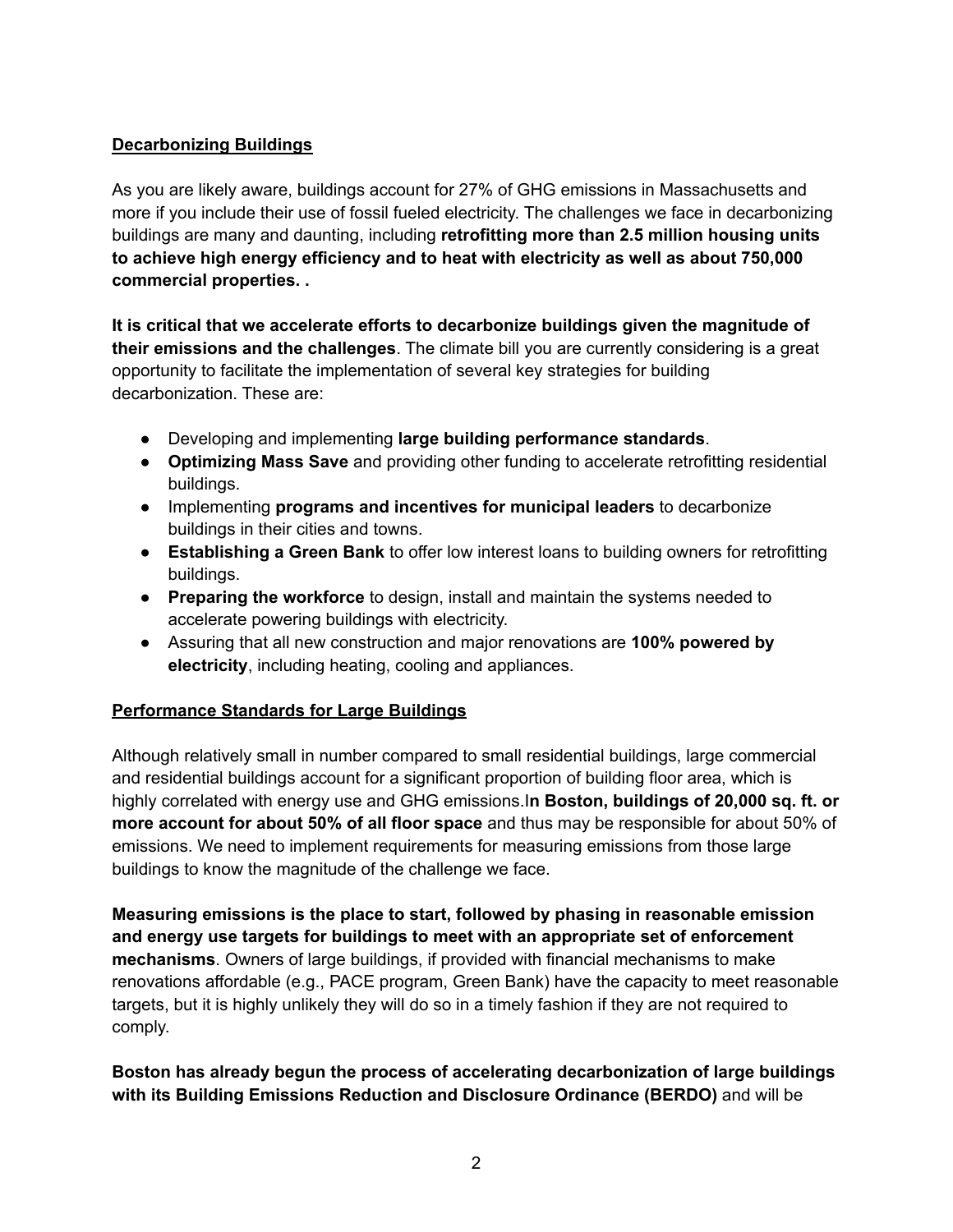## Decarbonizing Buildings

As you are likely aware, buildings account for 27% of GHG emissions in Massachusetts and more if you include their use of fossil fueled electricity. The challenges we face in decarbonizing buildings are many and daunting, including **retrofitting more than 2.5 million housing units to achieve high energy efficiency and to heat with electricity as well as about 750,000 commercial properties. .**

**It is critical that we accelerate efforts to decarbonize buildings given the magnitude of their emissions and the challenges**. The climate bill you are currently considering is a great opportunity to facilitate the implementation of several key strategies for building decarbonization. These are:

- Developing and implementing **large building performance standards**.
- **Optimizing Mass Save** and providing other funding to accelerate retrofitting residential buildings.
- Implementing **programs and incentives for municipal leaders** to decarbonize buildings in their cities and towns.
- **Establishing a Green Bank** to offer low interest loans to building owners for retrofitting buildings.
- **Preparing the workforce** to design, install and maintain the systems needed to accelerate powering buildings with electricity.
- Assuring that all new construction and major renovations are **100% powered by electricity**, including heating, cooling and appliances.

## Performance Standards for Large Buildings

Although relatively small in number compared to small residential buildings, large commercial and residential buildings account for a significant proportion of building floor area, which is highly correlated with energy use and GHG emissions.I**n Boston, buildings of 20,000 sq. ft. or more account for about 50% of all floor space** and thus may be responsible for about 50% of emissions. We need to implement requirements for measuring emissions from those large buildings to know the magnitude of the challenge we face.

**Measuring emissions is the place to start, followed by phasing in reasonable emission and energy use targets for buildings to meet with an appropriate set of enforcement mechanisms**. Owners of large buildings, if provided with financial mechanisms to make renovations affordable (e.g., PACE program, Green Bank) have the capacity to meet reasonable targets, but it is highly unlikely they will do so in a timely fashion if they are not required to comply.

**Boston has already begun the process of accelerating decarbonization of large buildings with its Building Emissions Reduction and Disclosure Ordinance (BERDO)** and will be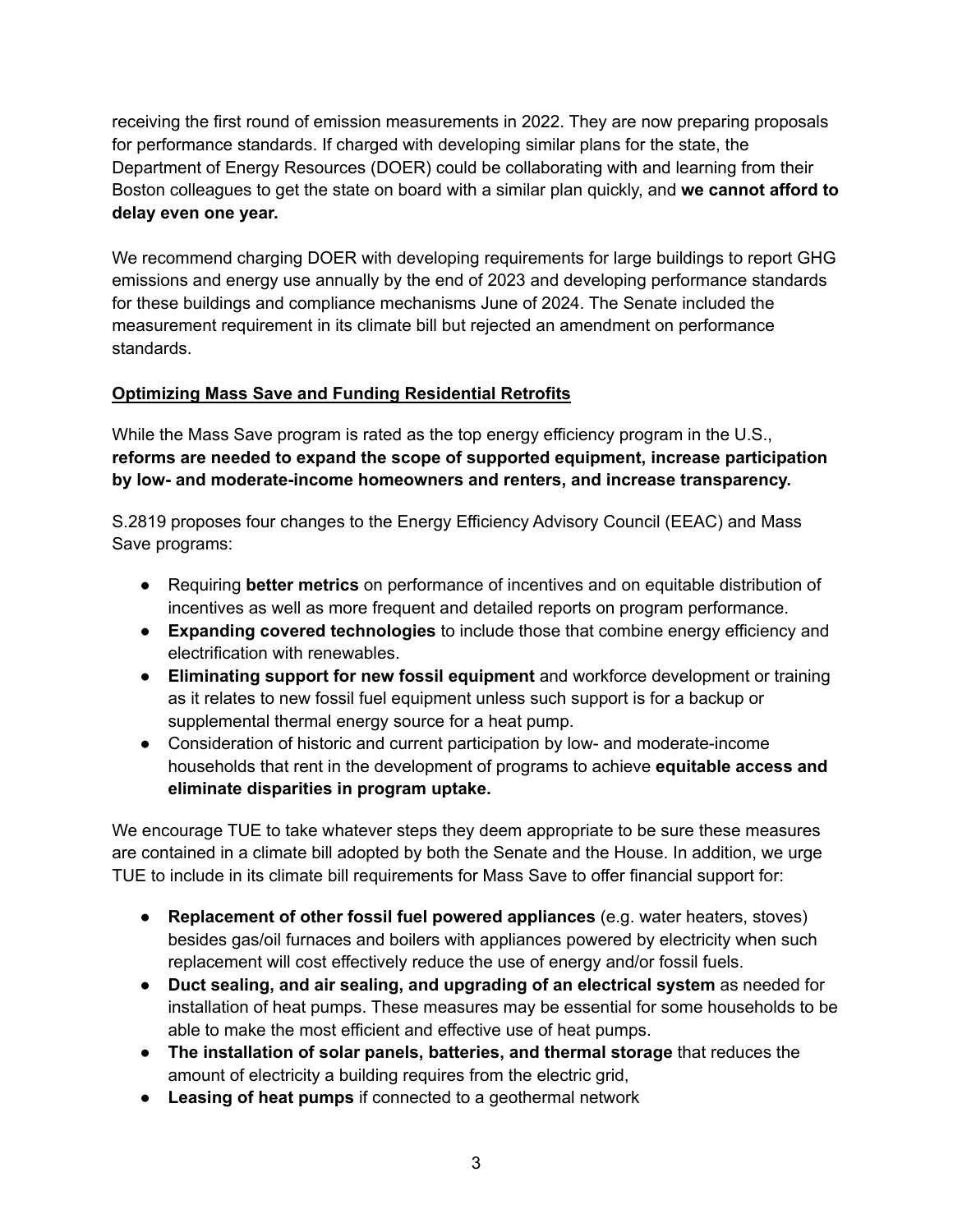receiving the first round of emission measurements in 2022. They are now preparing proposals for performance standards. If charged with developing similar plans for the state, the Department of Energy Resources (DOER) could be collaborating with and learning from their Boston colleagues to get the state on board with a similar plan quickly, and **we cannot afford to delay even one year.**

We recommend charging DOER with developing requirements for large buildings to report GHG emissions and energy use annually by the end of 2023 and developing performance standards for these buildings and compliance mechanisms June of 2024. The Senate included the measurement requirement in its climate bill but rejected an amendment on performance standards.

## Optimizing Mass Save and Funding Residential Retrofits

While the Mass Save program is rated as the top energy efficiency program in the U.S., **reforms are needed to expand the scope of supported equipment, increase participation by low- and moderate-income homeowners and renters, and increase transparency.**

S.2819 proposes four changes to the Energy Efficiency Advisory Council (EEAC) and Mass Save programs:

- Requiring **better metrics** on performance of incentives and on equitable distribution of incentives as well as more frequent and detailed reports on program performance.
- **Expanding covered technologies** to include those that combine energy efficiency and electrification with renewables.
- **Eliminating support for new fossil equipment** and workforce development or training as it relates to new fossil fuel equipment unless such support is for a backup or supplemental thermal energy source for a heat pump.
- Consideration of historic and current participation by low- and moderate-income households that rent in the development of programs to achieve **equitable access and eliminate disparities in program uptake.**

We encourage TUE to take whatever steps they deem appropriate to be sure these measures are contained in a climate bill adopted by both the Senate and the House. In addition, we urge TUE to include in its climate bill requirements for Mass Save to offer financial support for:

- **Replacement of other fossil fuel powered appliances** (e.g. water heaters, stoves) besides gas/oil furnaces and boilers with appliances powered by electricity when such replacement will cost effectively reduce the use of energy and/or fossil fuels.
- **Duct sealing, and air sealing, and upgrading of an electrical system** as needed for installation of heat pumps. These measures may be essential for some households to be able to make the most efficient and effective use of heat pumps.
- **The installation of solar panels, batteries, and thermal storage** that reduces the amount of electricity a building requires from the electric grid,
- **Leasing of heat pumps** if connected to a geothermal network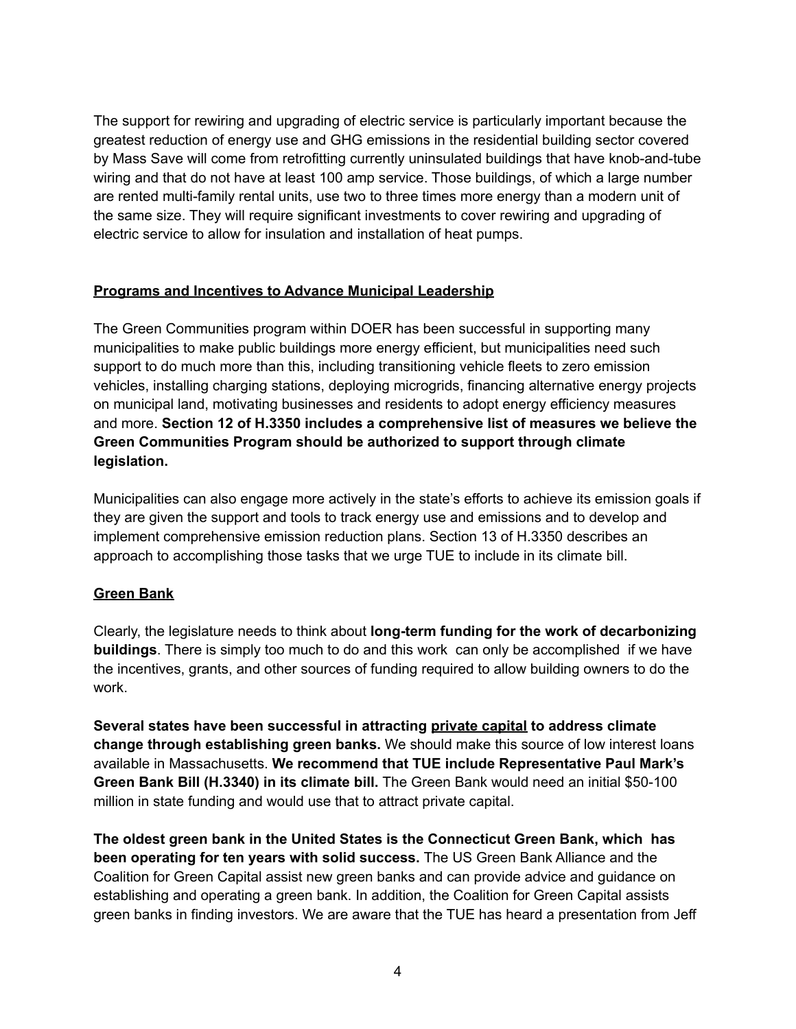The support for rewiring and upgrading of electric service is particularly important because the greatest reduction of energy use and GHG emissions in the residential building sector covered by Mass Save will come from retrofitting currently uninsulated buildings that have knob-and-tube wiring and that do not have at least 100 amp service. Those buildings, of which a large number are rented multi-family rental units, use two to three times more energy than a modern unit of the same size. They will require significant investments to cover rewiring and upgrading of electric service to allow for insulation and installation of heat pumps.

**Programs and Incentives to Advance Municipal Leadership**

The Green Communities program within DOER has been successful in supporting many municipalities to make public buildings more energy efficient, but municipalities need such support to do much more than this, including transitioning vehicle fleets to zero emission vehicles, installing charging stations, deploying microgrids, financing alternative energy projects on municipal land, motivating businesses and residents to adopt energy efficiency measures and more. **Section 12 of H.3350 includes a comprehensive list of measures we believe the Green Communities Program should be authorized to support through climate legislation.**

Municipalities can also engage more actively in the state's efforts to achieve its emission goals if they are given the support and tools to track energy use and emissions and to develop and implement comprehensive emission reduction plans. Section 13 of H.3350 describes an approach to accomplishing those tasks that we urge TUE to include in its climate bill.

**Green Bank**

Clearly, the legislature needs to think about **long-term funding for the work of decarbonizing buildings**. There is simply too much to do and this work can only be accomplished if we have the incentives, grants, and other sources of funding required to allow building owners to do the work.

**Several states have been successful in attracting private capital to address climate change through establishing green banks.** We should make this source of low interest loans available in Massachusetts. **We recommend that TUE include Representative Paul Mark's Green Bank Bill (H.3340) in its climate bill.** The Green Bank would need an initial $50-100 million in state funding and would use that to attract private capital.

**The oldest green bank in the United States is the Connecticut Green Bank, which has been operating for ten years with solid success.** The US Green Bank Alliance and the Coalition for Green Capital assist new green banks and can provide advice and guidance on establishing and operating a green bank. In addition, the Coalition for Green Capital assists green banks in finding investors. We are aware that the TUE has heard a presentation from Jeff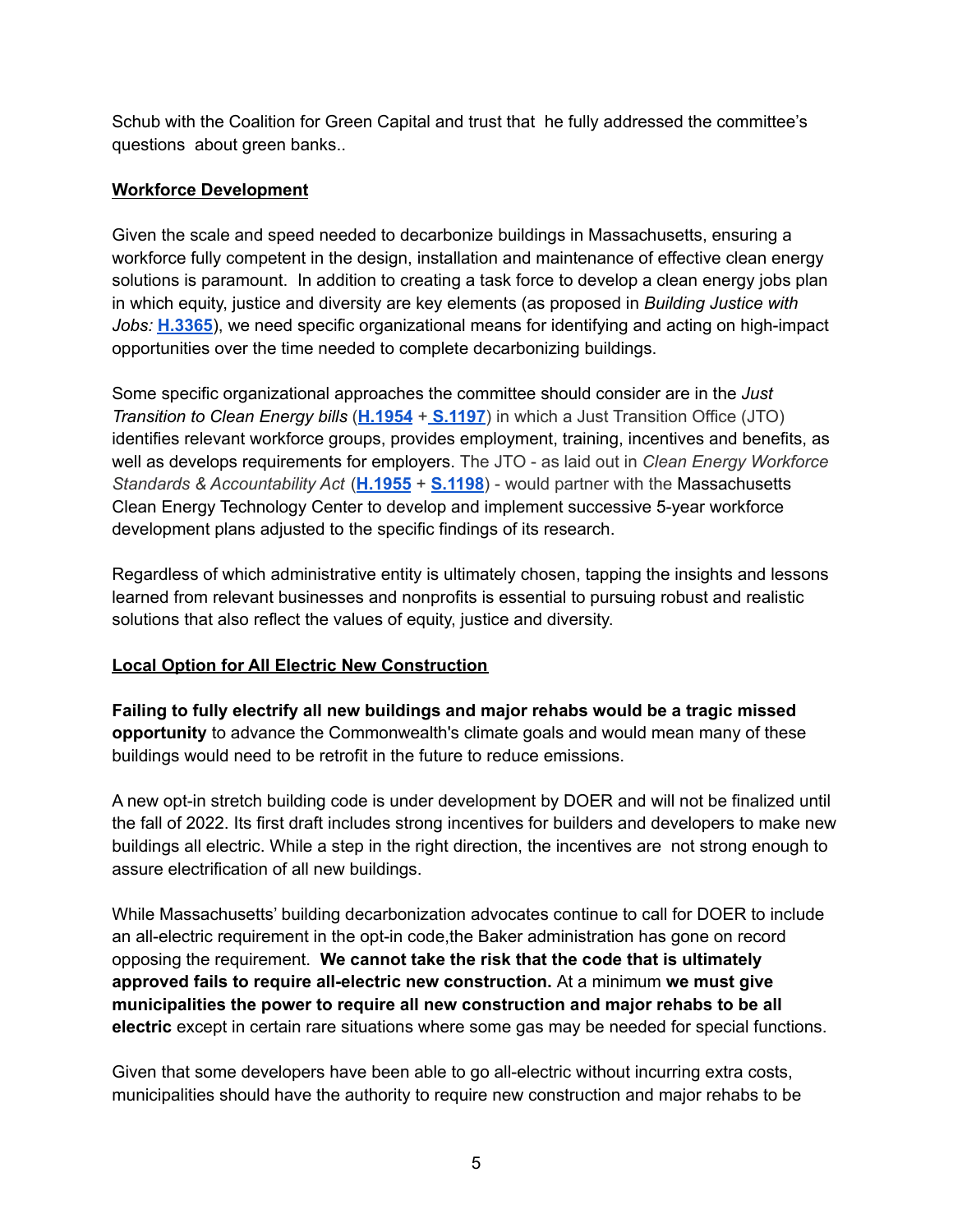Schub with the Coalition for Green Capital and trust that he fully addressed the committee's questions about green banks..

**Workforce Development**

Given the scale and speed needed to decarbonize buildings in Massachusetts, ensuring a workforce fully competent in the design, installation and maintenance of effective clean energy solutions is paramount. In addition to creating a task force to develop a clean energy jobs plan in which equity, justice and diversity are key elements (as proposed in *Building Justice with Jobs:* **H.3365**), we need specific organizational means for identifying and acting on high-impact opportunities over the time needed to complete decarbonizing buildings.

Some specific organizational approaches the committee should consider are in the *Just Transition to Clean Energy bills* (**H.1954** + **S.1197**) in which a Just Transition Office (JTO) identifies relevant workforce groups, provides employment, training, incentives and benefits, as well as develops requirements for employers. The JTO - as laid out in *Clean Energy Workforce Standards & Accountability Act* (**H.1955** + **S.1198**) - would partner with the Massachusetts Clean Energy Technology Center to develop and implement successive 5-year workforce development plans adjusted to the specific findings of its research.

Regardless of which administrative entity is ultimately chosen, tapping the insights and lessons learned from relevant businesses and nonprofits is essential to pursuing robust and realistic solutions that also reflect the values of equity, justice and diversity.

**Local Option for All Electric New Construction**

**Failing to fully electrify all new buildings and major rehabs would be a tragic missed opportunity** to advance the Commonwealth's climate goals and would mean many of these buildings would need to be retrofit in the future to reduce emissions.

A new opt-in stretch building code is under development by DOER and will not be finalized until the fall of 2022. Its first draft includes strong incentives for builders and developers to make new buildings all electric. While a step in the right direction, the incentives are not strong enough to assure electrification of all new buildings.

While Massachusetts' building decarbonization advocates continue to call for DOER to include an all-electric requirement in the opt-in code,the Baker administration has gone on record opposing the requirement. **We cannot take the risk that the code that is ultimately approved fails to require all-electric new construction.** At a minimum **we must give municipalities the power to require all new construction and major rehabs to be all electric** except in certain rare situations where some gas may be needed for special functions.

Given that some developers have been able to go all-electric without incurring extra costs, municipalities should have the authority to require new construction and major rehabs to be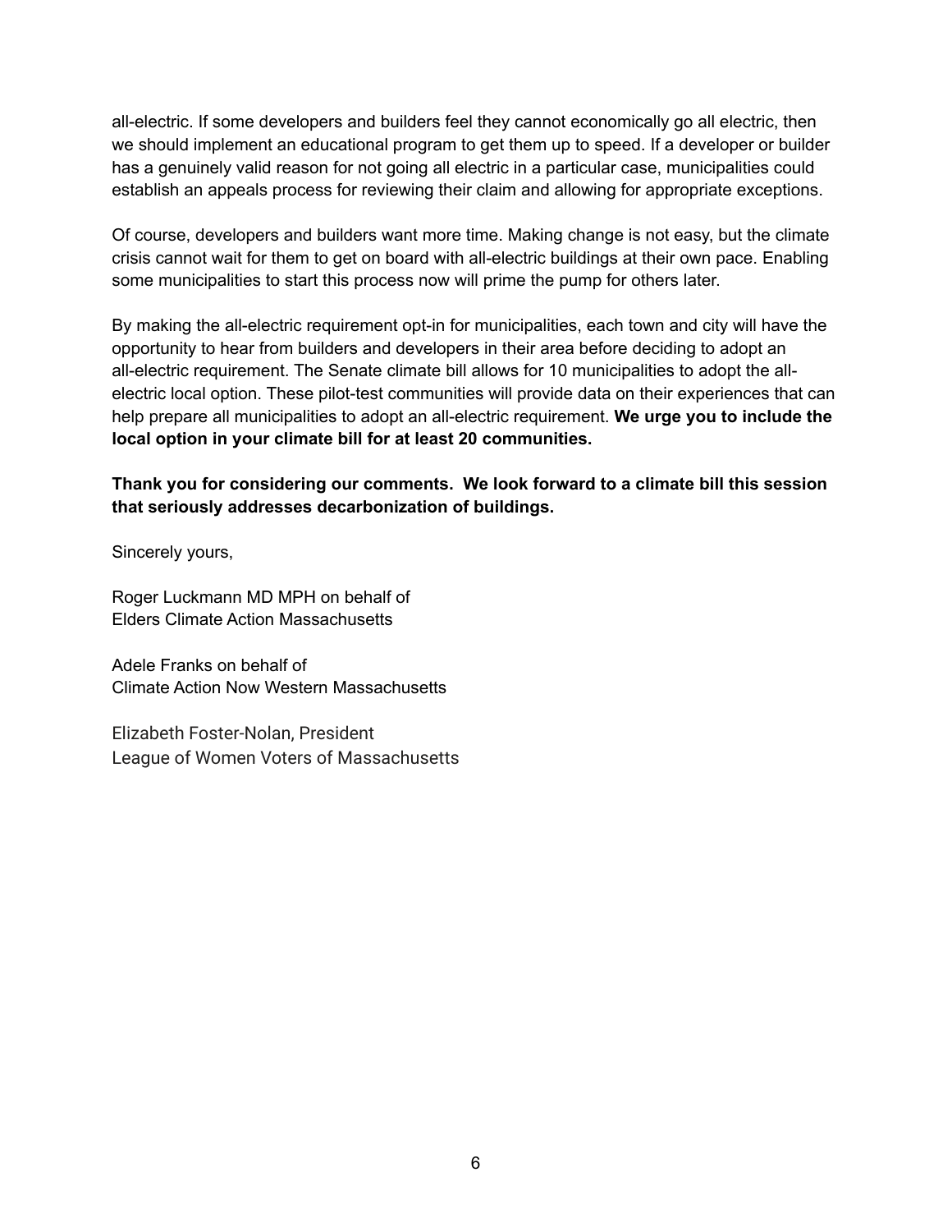all-electric. If some developers and builders feel they cannot economically go all electric, then we should implement an educational program to get them up to speed. If a developer or builder has a genuinely valid reason for not going all electric in a particular case, municipalities could establish an appeals process for reviewing their claim and allowing for appropriate exceptions.

Of course, developers and builders want more time. Making change is not easy, but the climate crisis cannot wait for them to get on board with all-electric buildings at their own pace. Enabling some municipalities to start this process now will prime the pump for others later.

By making the all-electric requirement opt-in for municipalities, each town and city will have the opportunity to hear from builders and developers in their area before deciding to adopt an all-electric requirement. The Senate climate bill allows for 10 municipalities to adopt the all-electric local option. These pilot-test communities will provide data on their experiences that can help prepare all municipalities to adopt an all-electric requirement. **We urge you to include the local option in your climate bill for at least 20 communities.**

**Thank you for considering our comments. We look forward to a climate bill this session that seriously addresses decarbonization of buildings.**

Sincerely yours,

Roger Luckmann MD MPH on behalf of
Elders Climate Action Massachusetts

Adele Franks on behalf of
Climate Action Now Western Massachusetts

Elizabeth Foster-Nolan, President
League of Women Voters of Massachusetts